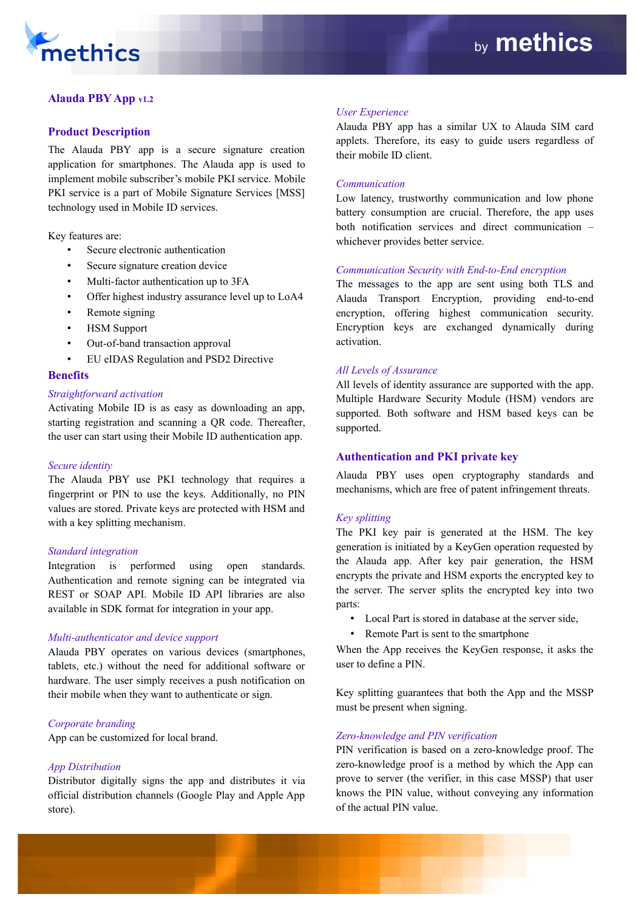## Alauda PBY App v1.2

## Product Description

The Alauda PBY app is a secure signature creation application for smartphones. The Alauda app is used to implement mobile subscriber's mobile PKI service. Mobile PKI service is a part of Mobile Signature Services [MSS] technology used in Mobile ID services.

Key features are:

- Secure electronic authentication
- Secure signature creation device
- Multi-factor authentication up to 3FA
- Offer highest industry assurance level up to LoA4
- Remote signing
- HSM Support
- Out-of-band transaction approval
- EU eIDAS Regulation and PSD2 Directive

## Benefits

*Straightforward activation*

Activating Mobile ID is as easy as downloading an app, starting registration and scanning a QR code. Thereafter, the user can start using their Mobile ID authentication app.

*Secure identity*

The Alauda PBY use PKI technology that requires a fingerprint or PIN to use the keys. Additionally, no PIN values are stored. Private keys are protected with HSM and with a key splitting mechanism.

*Standard integration*

Integration is performed using open standards. Authentication and remote signing can be integrated via REST or SOAP API. Mobile ID API libraries are also available in SDK format for integration in your app.

*Multi-authenticator and device support*

Alauda PBY operates on various devices (smartphones, tablets, etc.) without the need for additional software or hardware. The user simply receives a push notification on their mobile when they want to authenticate or sign.

*Corporate branding*

App can be customized for local brand.

*App Distribution*

Distributor digitally signs the app and distributes it via official distribution channels (Google Play and Apple App store).

*User Experience*

Alauda PBY app has a similar UX to Alauda SIM card applets. Therefore, its easy to guide users regardless of their mobile ID client.

*Communication*

Low latency, trustworthy communication and low phone battery consumption are crucial. Therefore, the app uses both notification services and direct communication – whichever provides better service.

*Communication Security with End-to-End encryption*

The messages to the app are sent using both TLS and Alauda Transport Encryption, providing end-to-end encryption, offering highest communication security. Encryption keys are exchanged dynamically during activation.

*All Levels of Assurance*

All levels of identity assurance are supported with the app. Multiple Hardware Security Module (HSM) vendors are supported. Both software and HSM based keys can be supported.

## Authentication and PKI private key

Alauda PBY uses open cryptography standards and mechanisms, which are free of patent infringement threats.

*Key splitting*

The PKI key pair is generated at the HSM. The key generation is initiated by a KeyGen operation requested by the Alauda app. After key pair generation, the HSM encrypts the private and HSM exports the encrypted key to the server. The server splits the encrypted key into two parts:

- Local Part is stored in database at the server side,
- Remote Part is sent to the smartphone

When the App receives the KeyGen response, it asks the user to define a PIN.

Key splitting guarantees that both the App and the MSSP must be present when signing.

*Zero-knowledge and PIN verification*

PIN verification is based on a zero-knowledge proof. The zero-knowledge proof is a method by which the App can prove to server (the verifier, in this case MSSP) that user knows the PIN value, without conveying any information of the actual PIN value.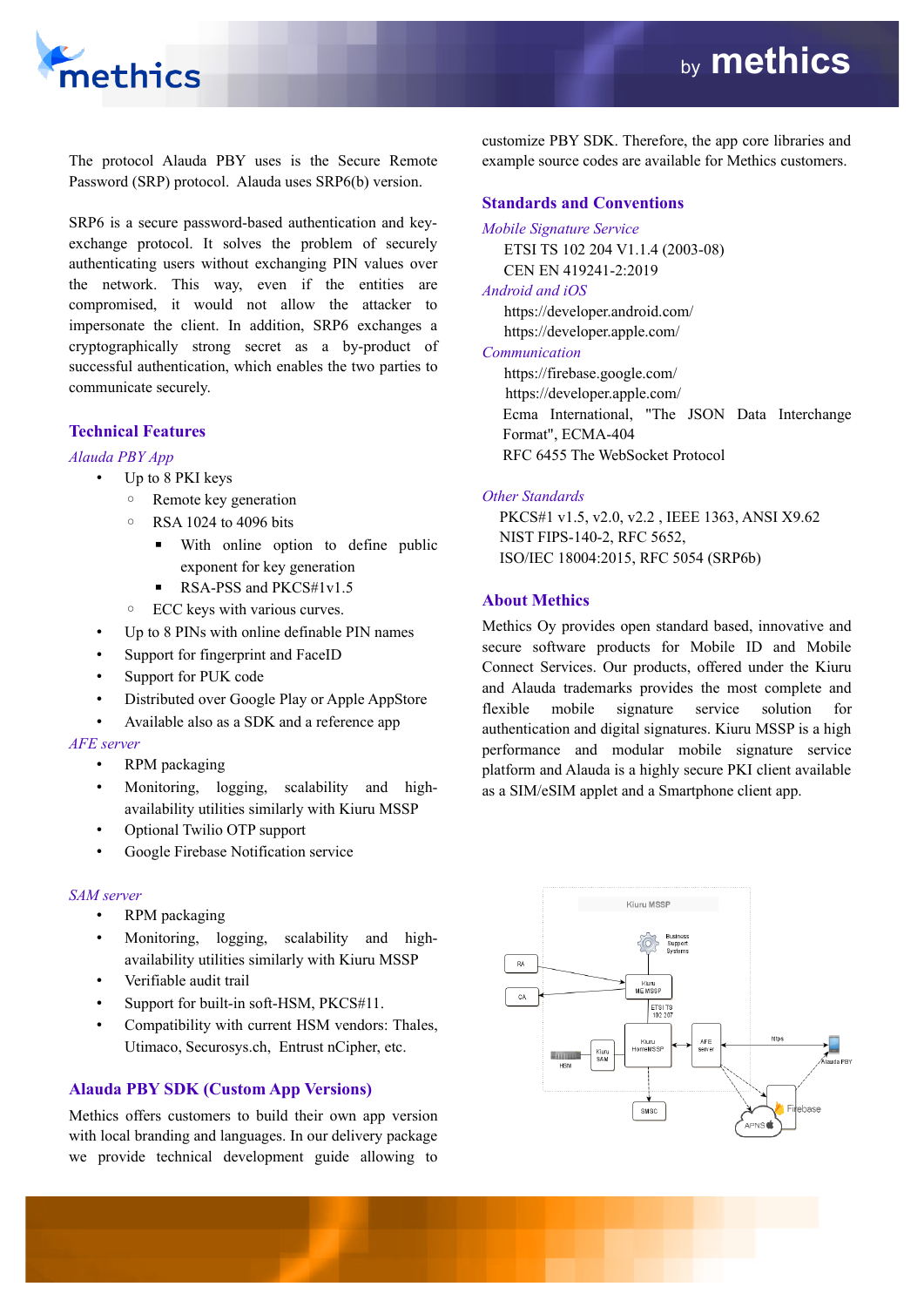The protocol Alauda PBY uses is the Secure Remote Password (SRP) protocol. Alauda uses SRP6(b) version.

SRP6 is a secure password-based authentication and key-exchange protocol. It solves the problem of securely authenticating users without exchanging PIN values over the network. This way, even if the entities are compromised, it would not allow the attacker to impersonate the client. In addition, SRP6 exchanges a cryptographically strong secret as a by-product of successful authentication, which enables the two parties to communicate securely.

## Technical Features

*Alauda PBY App*

- Up to 8 PKI keys
  - Remote key generation
  - RSA 1024 to 4096 bits
    - With online option to define public exponent for key generation
    - RSA-PSS and PKCS#1v1.5
  - ECC keys with various curves.
- Up to 8 PINs with online definable PIN names
- Support for fingerprint and FaceID
- Support for PUK code
- Distributed over Google Play or Apple AppStore
- Available also as a SDK and a reference app

*AFE server*

- RPM packaging
- Monitoring, logging, scalability and high-availability utilities similarly with Kiuru MSSP
- Optional Twilio OTP support
- Google Firebase Notification service

*SAM server*

- RPM packaging
- Monitoring, logging, scalability and high-availability utilities similarly with Kiuru MSSP
- Verifiable audit trail
- Support for built-in soft-HSM, PKCS#11.
- Compatibility with current HSM vendors: Thales, Utimaco, Securosys.ch, Entrust nCipher, etc.

## Alauda PBY SDK (Custom App Versions)

Metħics offers customers to build their own app version with local branding and languages. In our delivery package we provide technical development guide allowing to customize PBY SDK. Therefore, the app core libraries and example source codes are available for Methics customers.

## Standards and Conventions

*Mobile Signature Service*

ETSI TS 102 204 V1.1.4 (2003-08)
CEN EN 419241-2:2019

*Android and iOS*

https://developer.android.com/
https://developer.apple.com/

*Communication*

https://firebase.google.com/
https://developer.apple.com/
Ecma International, "The JSON Data Interchange Format", ECMA-404
RFC 6455 The WebSocket Protocol

*Other Standards*

PKCS#1 v1.5, v2.0, v2.2 , IEEE 1363, ANSI X9.62
NIST FIPS-140-2, RFC 5652,
ISO/IEC 18004:2015, RFC 5054 (SRP6b)

## About Methics

Methics Oy provides open standard based, innovative and secure software products for Mobile ID and Mobile Connect Services. Our products, offered under the Kiuru and Alauda trademarks provides the most complete and flexible mobile signature service solution for authentication and digital signatures. Kiuru MSSP is a high performance and modular mobile signature service platform and Alauda is a highly secure PKI client available as a SIM/eSIM applet and a Smartphone client app.

Kiuru MSSP
Business Support Systems
RA
CA
Kiuru ME MSSP
ETSI TS 102 207
HSM
Kiuru SAM
Kiuru HomeMSSP
AFE server
https
Alauda PBY
SMSC
APNS
Firebase